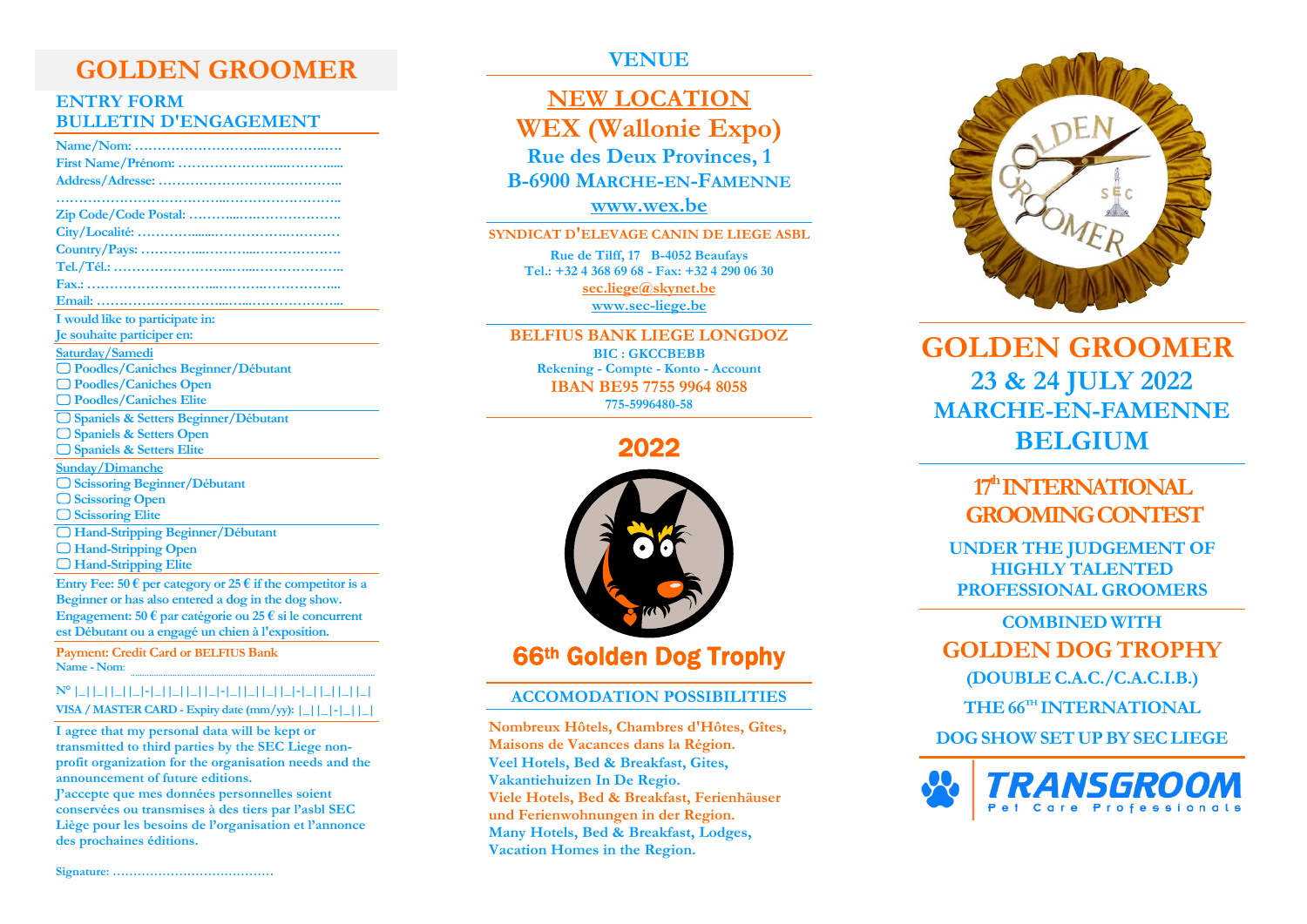# GOLDEN GROOMER

## ENTRY FORM
## BULLETIN D'ENGAGEMENT

**Name/Nom:** ……………………………………………….

**First Name/Prénom:** ……………………………………….

**Address/Adresse:** ……………………………………….

……………………………………………………………….

**Zip Code/Code Postal:** ……………………………….

**City/Localité:** ……………………………………….

**Country/Pays:** ……………………………………….

**Tel./Tél.:** ……………………………………………….

**Fax.:** ……………………………………………….

**Email:** ……………………………………………….

**I would like to participate in:**
**Je souhaite participer en:**

**Saturday/Samedi**

- ▢ Poodles/Caniches Beginner/Débutant
- ▢ Poodles/Caniches Open
- ▢ Poodles/Caniches Elite

- ▢ Spaniels & Setters Beginner/Débutant
- ▢ Spaniels & Setters Open
- ▢ Spaniels & Setters Elite

**Sunday/Dimanche**

- ▢ Scissoring Beginner/Débutant
- ▢ Scissoring Open
- ▢ Scissoring Elite

- ▢ Hand-Stripping Beginner/Débutant
- ▢ Hand-Stripping Open
- ▢ Hand-Stripping Elite

**Entry Fee: 50 € per category or 25 € if the competitor is a Beginner or has also entered a dog in the dog show.**
**Engagement: 50 € par catégorie ou 25 € si le concurrent est Débutant ou a engagé un chien à l'exposition.**

**Payment: Credit Card or BELFIUS Bank**
**Name - Nom:** ……………………………………………….

**N°** |_|_|_|_|-|_|_|_|_|-|_|_|_|_|-|_|_|_|_|

**VISA / MASTER CARD - Expiry date (mm/yy):** |_|_|-|_|_|

**I agree that my personal data will be kept or transmitted to third parties by the SEC Liege non-profit organization for the organisation needs and the announcement of future editions.**
**J'accepte que mes données personnelles soient conservées ou transmises à des tiers par l'asbl SEC Liège pour les besoins de l'organisation et l'annonce des prochaines éditions.**

**Signature:** ……………………………………

## VENUE

### NEW LOCATION
### WEX (Wallonie Expo)

**Rue des Deux Provinces, 1**
**B-6900 MARCHE-EN-FAMENNE**
**www.wex.be**

**SYNDICAT D'ELEVAGE CANIN DE LIEGE ASBL**

Rue de Tilff, 17 B-4052 Beaufays
Tel.: +32 4 368 69 68 - Fax: +32 4 290 06 30
sec.liege@skynet.be
www.sec-liege.be

**BELFIUS BANK LIEGE LONGDOZ**
BIC : GKCCBEBB
Rekening - Compte - Konto - Account
**IANS BE95 7755 9964 8058**
775-5996480-58

**2022**

**66th Golden Dog Trophy**

## ACCOMODATION POSSIBILITIES

Nombreux Hôtels, Chambres d'Hôtes, Gîtes, Maisons de Vacances dans la Région.
Veel Hotels, Bed & Breakfast, Gites, Vakantiehuizen In De Regio.
Viele Hotels, Bed & Breakfast, Ferienhäuser und Ferienwohnungen in der Region.
Many Hotels, Bed & Breakfast, Lodges, Vacation Homes in the Region.

# GOLDEN GROOMER

## 23 & 24 JULY 2022
## MARCHE-EN-FAMENNE
## BELGIUM

### 17th INTERNATIONAL GROOMING CONTEST

**UNDER THE JUDGEMENT OF HIGHLY TALENTED PROFESSIONAL GROOMERS**

**COMBINED WITH**

### GOLDEN DOG TROPHY

**(DOUBLE C.A.C./C.A.C.I.B.)**

**THE 66TH INTERNATIONAL DOG SHOW SET UP BY SEC LIEGE**

**TRANSGROOM**
Pet Care Professionals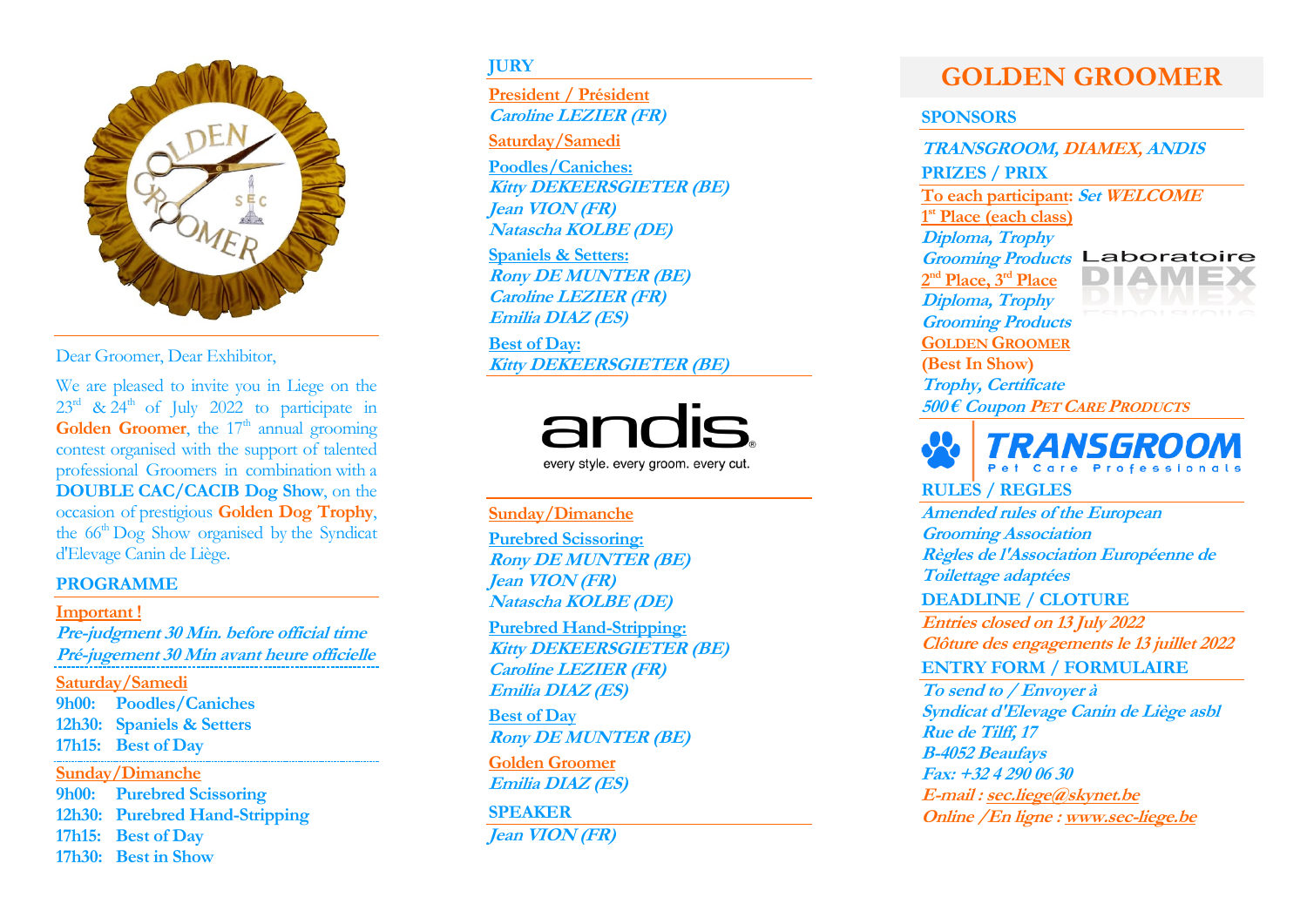Dear Groomer, Dear Exhibitor,

We are pleased to invite you in Liege on the 23rd & 24th of July 2022 to participate in **Golden Groomer**, the 17th annual grooming contest organised with the support of talented professional Groomers in combination with a **DOUBLE CAC/CACIB Dog Show**, on the occasion of prestigious **Golden Dog Trophy**, the 66th Dog Show organised by the Syndicat d'Elevage Canin de Liège.

## PROGRAMME

**Important !**

***Pre-judgment 30 Min. before official time***
***Pré-jugement 30 Min avant heure officielle***

**Saturday/Samedi**

**9h00:** Poodles/Caniches
**12h30:** Spaniels & Setters
**17h15:** Best of Day

**Sunday/Dimanche**

**9h00:** Purebred Scissoring
**12h30:** Purebred Hand-Stripping
**17h15:** Best of Day
**17h30:** Best in Show

## JURY

**President / Président**
***Caroline LEZIER (FR)***

**Saturday/Samedi**

**Poodles/Caniches:**
***Kitty DEKEERSGIETER (BE)***
***Jean VION (FR)***
***Natascha KOLBE (DE)***

**Spaniels & Setters:**
***Rony DE MUNTER (BE)***
***Caroline LEZIER (FR)***
***Emilia DIAZ (ES)***

**Best of Day:**
***Kitty DEKEERSGIETER (BE)***

andis
every style. every groom. every cut.

**Sunday/Dimanche**

**Purebred Scissoring:**
***Rony DE MUNTER (BE)***
***Jean VION (FR)***
***Natascha KOLBE (DE)***

**Purebred Hand-Stripping:**
***Kitty DEKEERSGIETER (BE)***
***Caroline LEZIER (FR)***
***Emilia DIAZ (ES)***

**Best of Day**
***Rony DE MUNTER (BE)***

**Golden Groomer**
***Emilia DIAZ (ES)***

## SPEAKER

***Jean VION (FR)***

# GOLDEN GROOMER

## SPONSORS

***TRANSGROOM, DIAMEX, ANDIS***

## PRIZES / PRIX

**To each participant:** ***Set WELCOME***

**1st Place (each class)**
***Diploma, Trophy***
***Grooming Products***

**2nd Place, 3rd Place**
***Diploma, Trophy***
***Grooming Products***

**GOLDEN GROOMER**
**(Best In Show)**
***Trophy, Certificate***
***500 € Coupon PET CARE PRODUCTS***

Laboratoire DIAMEX

TRANSGROOM
Pet Care Professionals

## RULES / REGLES

***Amended rules of the European Grooming Association***
***Règles de l'Association Européenne de Toilettage adaptées***

## DEADLINE / CLOTURE

***Entries closed on 13 July 2022***
***Clôture des engagements le 13 juillet 2022***

## ENTRY FORM / FORMULAIRE

***To send to / Envoyer à***
***Syndicat d'Elevage Canin de Liège asbl***
***Rue de Tilff, 17***
***B-4052 Beaufays***
***Fax: +32 4 290 06 30***
***E-mail : sec.liege@skynet.be***
***Online /En ligne : www.sec-liege.be***